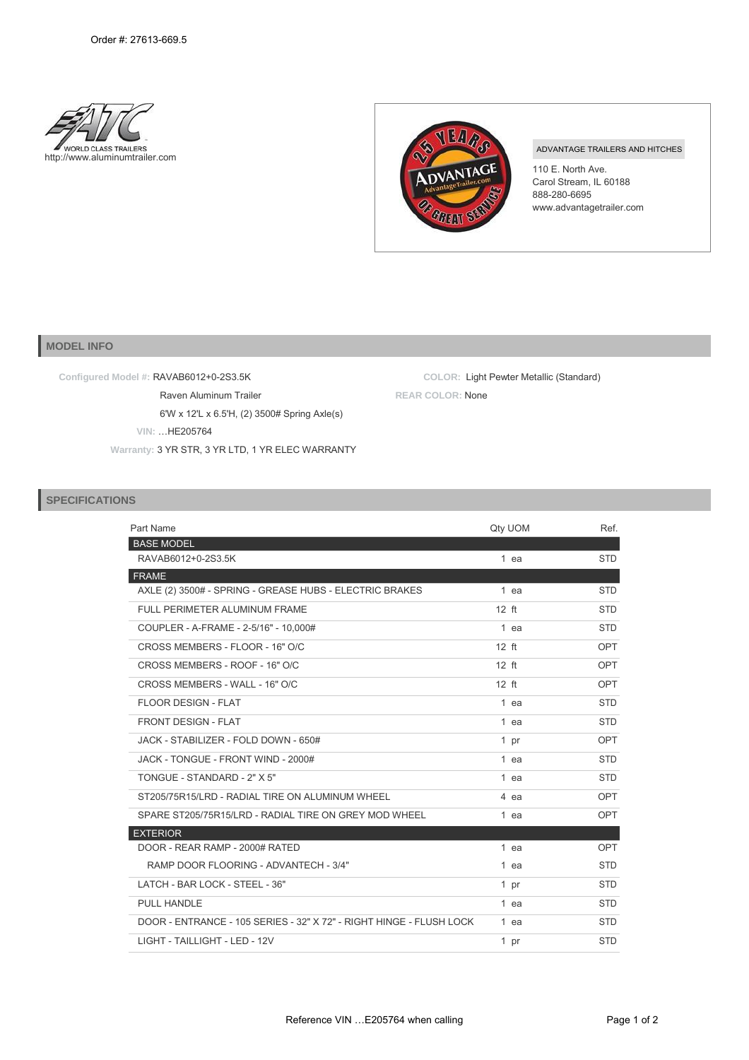Order #: 27613-669.5

WORLD CLASS TRAILERS
http://www.aluminumtrailer.com

ADVANTAGE TRAILERS AND HITCHES
110 E. North Ave.
Carol Stream, IL 60188
888-280-6695
www.advantagetrailer.com

## MODEL INFO

**Configured Model #:** RAVAB6012+0-2S3.5K
Raven Aluminum Trailer
6'W x 12'L x 6.5'H, (2) 3500# Spring Axle(s)
**VIN:** …HE205764
**Warranty:** 3 YR STR, 3 YR LTD, 1 YR ELEC WARRANTY

**COLOR:** Light Pewter Metallic (Standard)
**REAR COLOR:** None

## SPECIFICATIONS

| Part Name | Qty | UOM | Ref. |
|---|---|---|---|
| **BASE MODEL** | | | |
| RAVAB6012+0-2S3.5K | 1 | ea | STD |
| **FRAME** | | | |
| AXLE (2) 3500# - SPRING - GREASE HUBS - ELECTRIC BRAKES | 1 | ea | STD |
| FULL PERIMETER ALUMINUM FRAME | 12 | ft | STD |
| COUPLER - A-FRAME - 2-5/16" - 10,000# | 1 | ea | STD |
| CROSS MEMBERS - FLOOR - 16" O/C | 12 | ft | OPT |
| CROSS MEMBERS - ROOF - 16" O/C | 12 | ft | OPT |
| CROSS MEMBERS - WALL - 16" O/C | 12 | ft | OPT |
| FLOOR DESIGN - FLAT | 1 | ea | STD |
| FRONT DESIGN - FLAT | 1 | ea | STD |
| JACK - STABILIZER - FOLD DOWN - 650# | 1 | pr | OPT |
| JACK - TONGUE - FRONT WIND - 2000# | 1 | ea | STD |
| TONGUE - STANDARD - 2" X 5" | 1 | ea | STD |
| ST205/75R15/LRD - RADIAL TIRE ON ALUMINUM WHEEL | 4 | ea | OPT |
| SPARE ST205/75R15/LRD - RADIAL TIRE ON GREY MOD WHEEL | 1 | ea | OPT |
| **EXTERIOR** | | | |
| DOOR - REAR RAMP - 2000# RATED | 1 | ea | OPT |
| RAMP DOOR FLOORING - ADVANTECH - 3/4" | 1 | ea | STD |
| LATCH - BAR LOCK - STEEL - 36" | 1 | pr | STD |
| PULL HANDLE | 1 | ea | STD |
| DOOR - ENTRANCE - 105 SERIES - 32" X 72" - RIGHT HINGE - FLUSH LOCK | 1 | ea | STD |
| LIGHT - TAILLIGHT - LED - 12V | 1 | pr | STD |

Reference VIN …E205764 when calling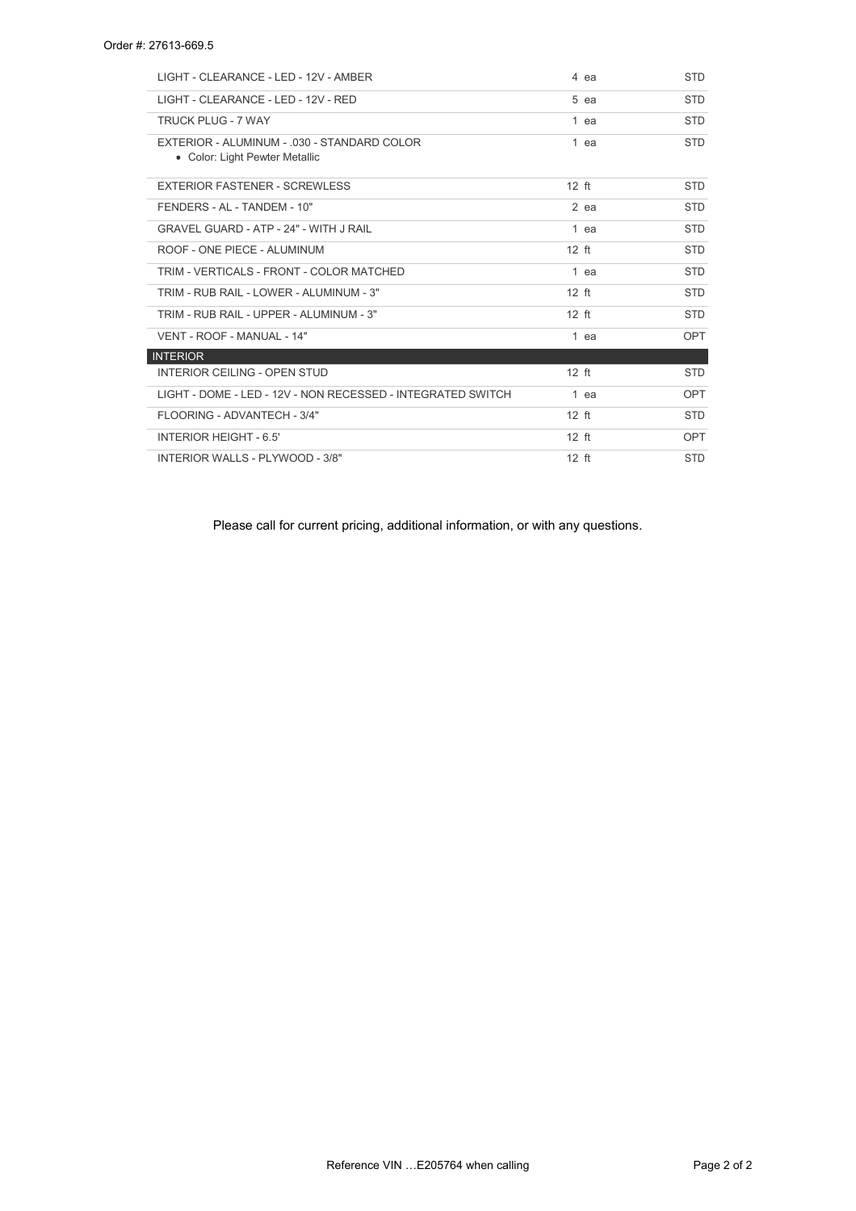Order #: 27613-669.5

| | | |
|---|---|---|
| LIGHT - CLEARANCE - LED - 12V - AMBER | 4 ea | STD |
| LIGHT - CLEARANCE - LED - 12V - RED | 5 ea | STD |
| TRUCK PLUG - 7 WAY | 1 ea | STD |
| EXTERIOR - ALUMINUM - .030 - STANDARD COLOR<br>• Color: Light Pewter Metallic | 1 ea | STD |
| EXTERIOR FASTENER - SCREWLESS | 12 ft | STD |
| FENDERS - AL - TANDEM - 10" | 2 ea | STD |
| GRAVEL GUARD - ATP - 24" - WITH J RAIL | 1 ea | STD |
| ROOF - ONE PIECE - ALUMINUM | 12 ft | STD |
| TRIM - VERTICALS - FRONT - COLOR MATCHED | 1 ea | STD |
| TRIM - RUB RAIL - LOWER - ALUMINUM - 3" | 12 ft | STD |
| TRIM - RUB RAIL - UPPER - ALUMINUM - 3" | 12 ft | STD |
| VENT - ROOF - MANUAL - 14" | 1 ea | OPT |
| **INTERIOR** | | |
| INTERIOR CEILING - OPEN STUD | 12 ft | STD |
| LIGHT - DOME - LED - 12V - NON RECESSED - INTEGRATED SWITCH | 1 ea | OPT |
| FLOORING - ADVANTECH - 3/4" | 12 ft | STD |
| INTERIOR HEIGHT - 6.5' | 12 ft | OPT |
| INTERIOR WALLS - PLYWOOD - 3/8" | 12 ft | STD |

Please call for current pricing, additional information, or with any questions.

Reference VIN …E205764 when calling